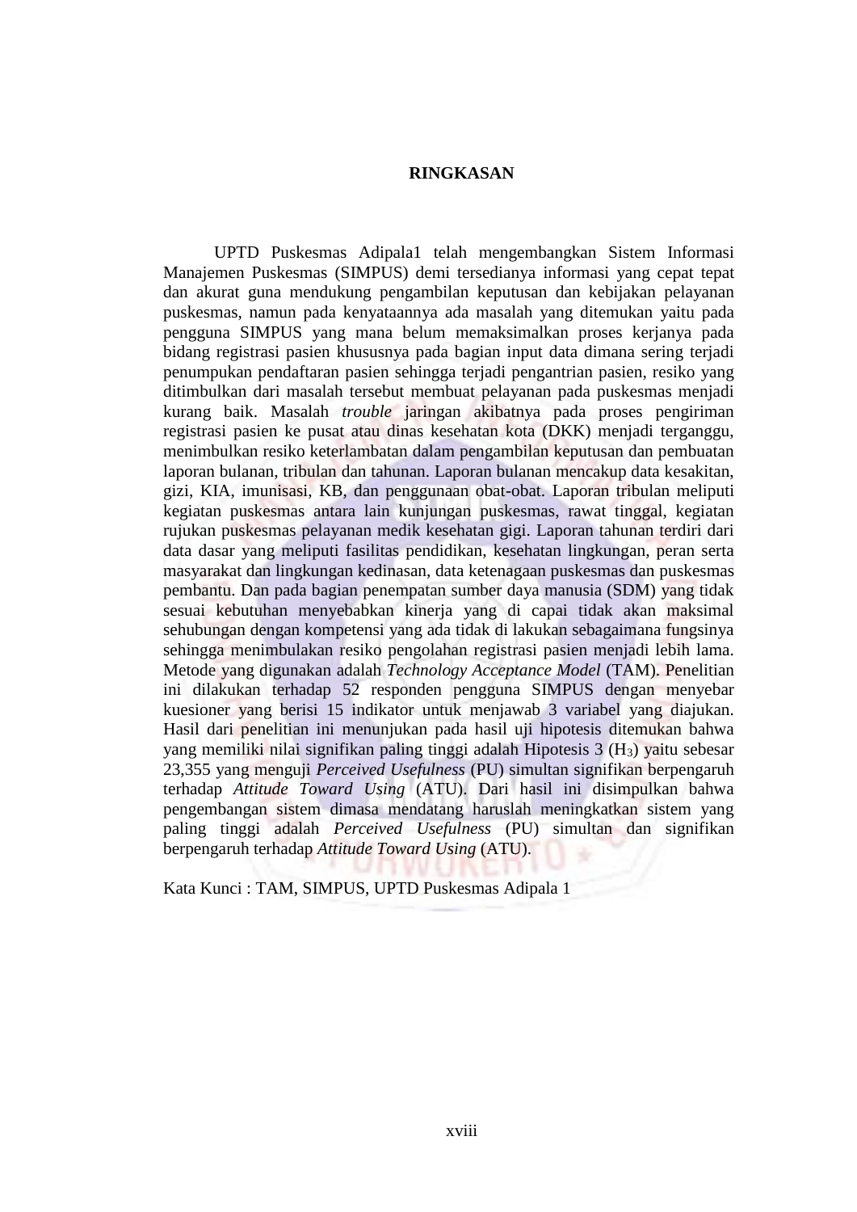# RINGKASAN

UPTD Puskesmas Adipala1 telah mengembangkan Sistem Informasi Manajemen Puskesmas (SIMPUS) demi tersedianya informasi yang cepat tepat dan akurat guna mendukung pengambilan keputusan dan kebijakan pelayanan puskesmas, namun pada kenyataannya ada masalah yang ditemukan yaitu pada pengguna SIMPUS yang mana belum memaksimalkan proses kerjanya pada bidang registrasi pasien khususnya pada bagian input data dimana sering terjadi penumpukan pendaftaran pasien sehingga terjadi pengantrian pasien, resiko yang ditimbulkan dari masalah tersebut membuat pelayanan pada puskesmas menjadi kurang baik. Masalah *trouble* jaringan akibatnya pada proses pengiriman registrasi pasien ke pusat atau dinas kesehatan kota (DKK) menjadi terganggu, menimbulkan resiko keterlambatan dalam pengambilan keputusan dan pembuatan laporan bulanan, tribulan dan tahunan. Laporan bulanan mencakup data kesakitan, gizi, KIA, imunisasi, KB, dan penggunaan obat-obat. Laporan tribulan meliputi kegiatan puskesmas antara lain kunjungan puskesmas, rawat tinggal, kegiatan rujukan puskesmas pelayanan medik kesehatan gigi. Laporan tahunan terdiri dari data dasar yang meliputi fasilitas pendidikan, kesehatan lingkungan, peran serta masyarakat dan lingkungan kedinasan, data ketenagaan puskesmas dan puskesmas pembantu. Dan pada bagian penempatan sumber daya manusia (SDM) yang tidak sesuai kebutuhan menyebabkan kinerja yang di capai tidak akan maksimal sehubungan dengan kompetensi yang ada tidak di lakukan sebagaimana fungsinya sehingga menimbulakan resiko pengolahan registrasi pasien menjadi lebih lama. Metode yang digunakan adalah *Technology Acceptance Model* (TAM). Penelitian ini dilakukan terhadap 52 responden pengguna SIMPUS dengan menyebar kuesioner yang berisi 15 indikator untuk menjawab 3 variabel yang diajukan. Hasil dari penelitian ini menunjukan pada hasil uji hipotesis ditemukan bahwa yang memiliki nilai signifikan paling tinggi adalah Hipotesis 3 ($H_3$) yaitu sebesar 23,355 yang menguji *Perceived Usefulness* (PU) simultan signifikan berpengaruh terhadap *Attitude Toward Using* (ATU). Dari hasil ini disimpulkan bahwa pengembangan sistem dimasa mendatang haruslah meningkatkan sistem yang paling tinggi adalah *Perceived Usefulness* (PU) simultan dan signifikan berpengaruh terhadap *Attitude Toward Using* (ATU).

Kata Kunci : TAM, SIMPUS, UPTD Puskesmas Adipala 1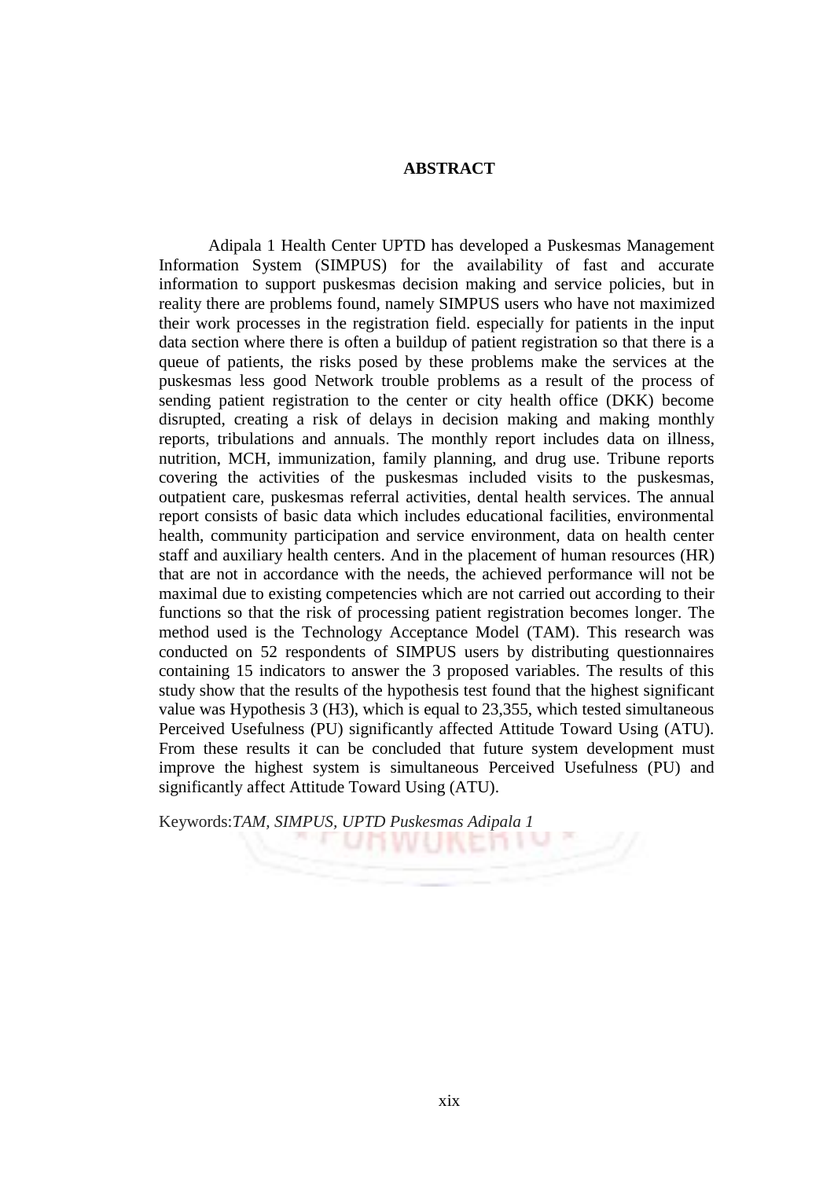## ABSTRACT

Adipala 1 Health Center UPTD has developed a Puskesmas Management Information System (SIMPUS) for the availability of fast and accurate information to support puskesmas decision making and service policies, but in reality there are problems found, namely SIMPUS users who have not maximized their work processes in the registration field. especially for patients in the input data section where there is often a buildup of patient registration so that there is a queue of patients, the risks posed by these problems make the services at the puskesmas less good Network trouble problems as a result of the process of sending patient registration to the center or city health office (DKK) become disrupted, creating a risk of delays in decision making and making monthly reports, tribulations and annuals. The monthly report includes data on illness, nutrition, MCH, immunization, family planning, and drug use. Tribune reports covering the activities of the puskesmas included visits to the puskesmas, outpatient care, puskesmas referral activities, dental health services. The annual report consists of basic data which includes educational facilities, environmental health, community participation and service environment, data on health center staff and auxiliary health centers. And in the placement of human resources (HR) that are not in accordance with the needs, the achieved performance will not be maximal due to existing competencies which are not carried out according to their functions so that the risk of processing patient registration becomes longer. The method used is the Technology Acceptance Model (TAM). This research was conducted on 52 respondents of SIMPUS users by distributing questionnaires containing 15 indicators to answer the 3 proposed variables. The results of this study show that the results of the hypothesis test found that the highest significant value was Hypothesis 3 (H3), which is equal to 23,355, which tested simultaneous Perceived Usefulness (PU) significantly affected Attitude Toward Using (ATU). From these results it can be concluded that future system development must improve the highest system is simultaneous Perceived Usefulness (PU) and significantly affect Attitude Toward Using (ATU).

Keywords:*TAM, SIMPUS, UPTD Puskesmas Adipala 1*